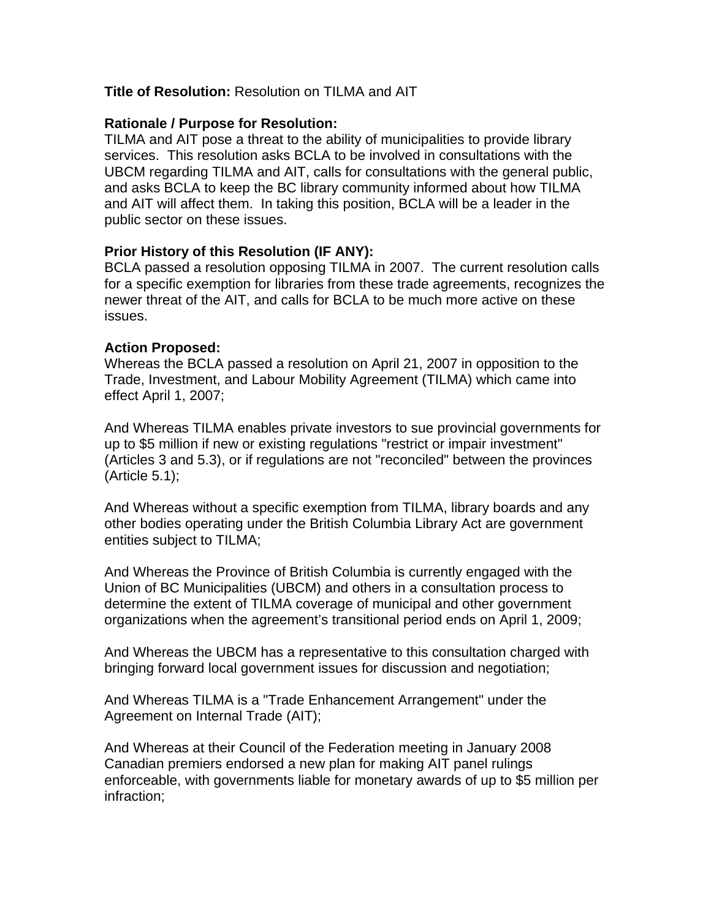**Title of Resolution:** Resolution on TILMA and AIT

**Rationale / Purpose for Resolution:**
TILMA and AIT pose a threat to the ability of municipalities to provide library services. This resolution asks BCLA to be involved in consultations with the UBCM regarding TILMA and AIT, calls for consultations with the general public, and asks BCLA to keep the BC library community informed about how TILMA and AIT will affect them. In taking this position, BCLA will be a leader in the public sector on these issues.

**Prior History of this Resolution (IF ANY):**
BCLA passed a resolution opposing TILMA in 2007. The current resolution calls for a specific exemption for libraries from these trade agreements, recognizes the newer threat of the AIT, and calls for BCLA to be much more active on these issues.

**Action Proposed:**
Whereas the BCLA passed a resolution on April 21, 2007 in opposition to the Trade, Investment, and Labour Mobility Agreement (TILMA) which came into effect April 1, 2007;

And Whereas TILMA enables private investors to sue provincial governments for up to $5 million if new or existing regulations "restrict or impair investment" (Articles 3 and 5.3), or if regulations are not "reconciled" between the provinces (Article 5.1);

And Whereas without a specific exemption from TILMA, library boards and any other bodies operating under the British Columbia Library Act are government entities subject to TILMA;

And Whereas the Province of British Columbia is currently engaged with the Union of BC Municipalities (UBCM) and others in a consultation process to determine the extent of TILMA coverage of municipal and other government organizations when the agreement's transitional period ends on April 1, 2009;

And Whereas the UBCM has a representative to this consultation charged with bringing forward local government issues for discussion and negotiation;

And Whereas TILMA is a "Trade Enhancement Arrangement" under the Agreement on Internal Trade (AIT);

And Whereas at their Council of the Federation meeting in January 2008 Canadian premiers endorsed a new plan for making AIT panel rulings enforceable, with governments liable for monetary awards of up to $5 million per infraction;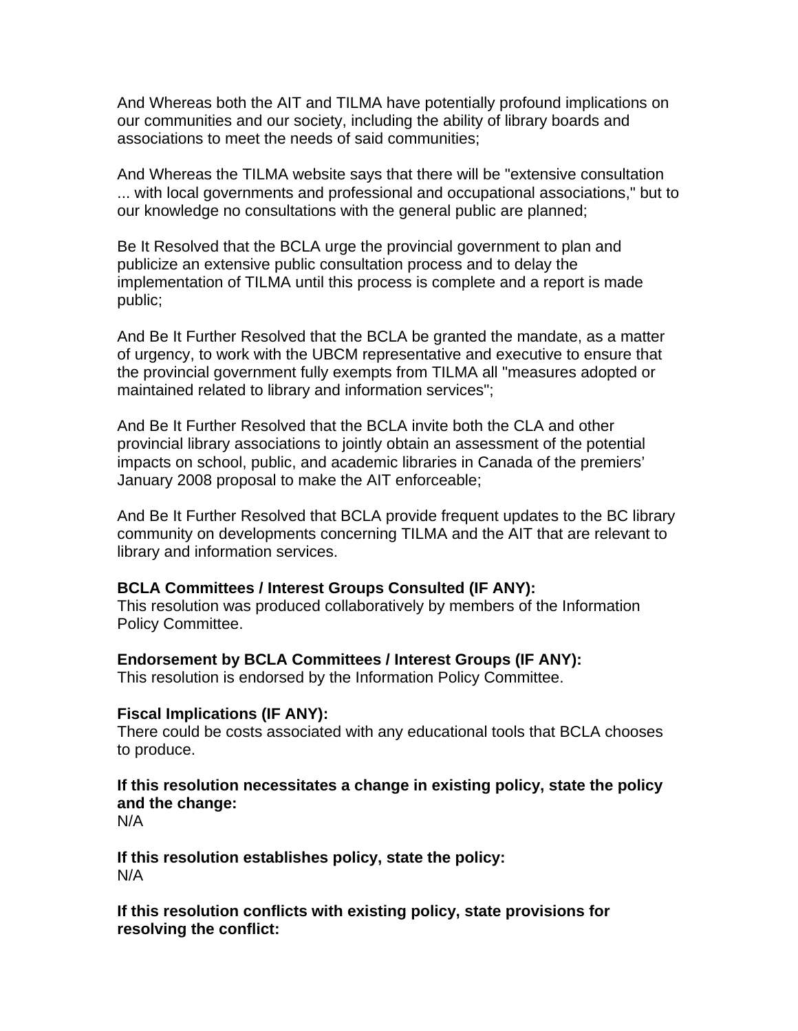And Whereas both the AIT and TILMA have potentially profound implications on our communities and our society, including the ability of library boards and associations to meet the needs of said communities;

And Whereas the TILMA website says that there will be "extensive consultation ... with local governments and professional and occupational associations," but to our knowledge no consultations with the general public are planned;

Be It Resolved that the BCLA urge the provincial government to plan and publicize an extensive public consultation process and to delay the implementation of TILMA until this process is complete and a report is made public;

And Be It Further Resolved that the BCLA be granted the mandate, as a matter of urgency, to work with the UBCM representative and executive to ensure that the provincial government fully exempts from TILMA all "measures adopted or maintained related to library and information services";

And Be It Further Resolved that the BCLA invite both the CLA and other provincial library associations to jointly obtain an assessment of the potential impacts on school, public, and academic libraries in Canada of the premiers' January 2008 proposal to make the AIT enforceable;

And Be It Further Resolved that BCLA provide frequent updates to the BC library community on developments concerning TILMA and the AIT that are relevant to library and information services.

**BCLA Committees / Interest Groups Consulted (IF ANY):**
This resolution was produced collaboratively by members of the Information Policy Committee.

**Endorsement by BCLA Committees / Interest Groups (IF ANY):**
This resolution is endorsed by the Information Policy Committee.

**Fiscal Implications (IF ANY):**
There could be costs associated with any educational tools that BCLA chooses to produce.

**If this resolution necessitates a change in existing policy, state the policy and the change:**
N/A

**If this resolution establishes policy, state the policy:**
N/A

**If this resolution conflicts with existing policy, state provisions for resolving the conflict:**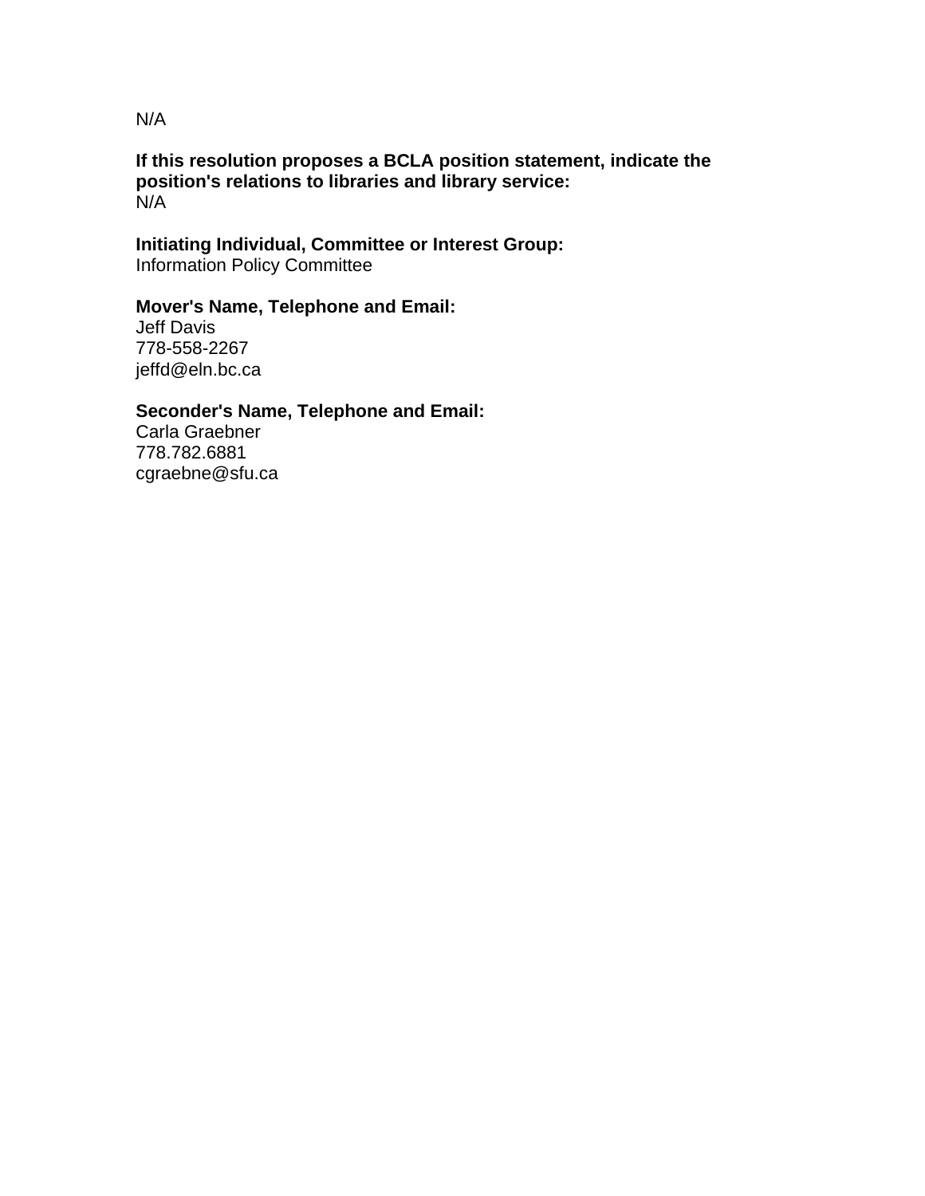N/A

**If this resolution proposes a BCLA position statement, indicate the position's relations to libraries and library service:**
N/A

**Initiating Individual, Committee or Interest Group:**
Information Policy Committee

**Mover's Name, Telephone and Email:**
Jeff Davis
778-558-2267
jeffd@eln.bc.ca

**Seconder's Name, Telephone and Email:**
Carla Graebner
778.782.6881
cgraebne@sfu.ca